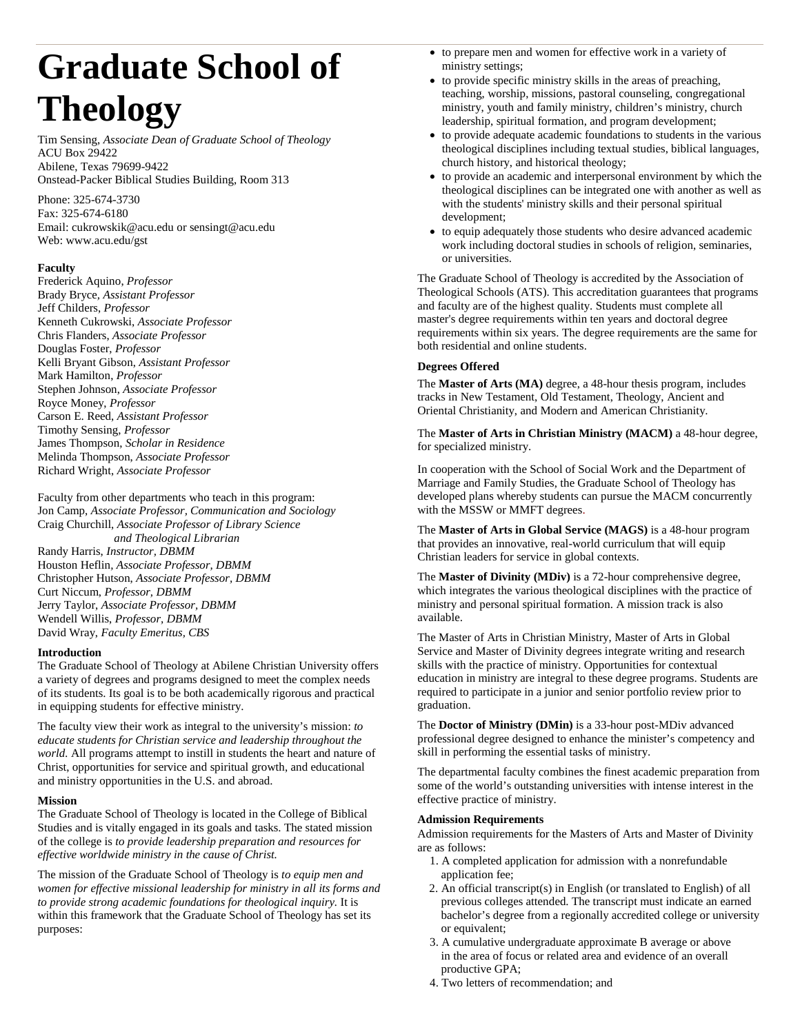# Graduate School of Theology

Tim Sensing, *Associate Dean of Graduate School of Theology*
ACU Box 29422
Abilene, Texas 79699-9422
Onstead-Packer Biblical Studies Building, Room 313

Phone: 325-674-3730
Fax: 325-674-6180
Email: cukrowskik@acu.edu or sensingt@acu.edu
Web: www.acu.edu/gst

**Faculty**

Frederick Aquino, *Professor*
Brady Bryce, *Assistant Professor*
Jeff Childers, *Professor*
Kenneth Cukrowski, *Associate Professor*
Chris Flanders, *Associate Professor*
Douglas Foster, *Professor*
Kelli Bryant Gibson, *Assistant Professor*
Mark Hamilton, *Professor*
Stephen Johnson, *Associate Professor*
Royce Money, *Professor*
Carson E. Reed, *Assistant Professor*
Timothy Sensing, *Professor*
James Thompson, *Scholar in Residence*
Melinda Thompson, *Associate Professor*
Richard Wright, *Associate Professor*

Faculty from other departments who teach in this program:
Jon Camp, *Associate Professor, Communication and Sociology*
Craig Churchill, *Associate Professor of Library Science and Theological Librarian*
Randy Harris, *Instructor, DBMM*
Houston Heflin, *Associate Professor, DBMM*
Christopher Hutson, *Associate Professor, DBMM*
Curt Niccum, *Professor, DBMM*
Jerry Taylor, *Associate Professor, DBMM*
Wendell Willis, *Professor, DBMM*
David Wray, *Faculty Emeritus, CBS*

**Introduction**

The Graduate School of Theology at Abilene Christian University offers a variety of degrees and programs designed to meet the complex needs of its students. Its goal is to be both academically rigorous and practical in equipping students for effective ministry.

The faculty view their work as integral to the university's mission: *to educate students for Christian service and leadership throughout the world.* All programs attempt to instill in students the heart and nature of Christ, opportunities for service and spiritual growth, and educational and ministry opportunities in the U.S. and abroad.

**Mission**

The Graduate School of Theology is located in the College of Biblical Studies and is vitally engaged in its goals and tasks. The stated mission of the college is *to provide leadership preparation and resources for effective worldwide ministry in the cause of Christ.*

The mission of the Graduate School of Theology is *to equip men and women for effective missional leadership for ministry in all its forms and to provide strong academic foundations for theological inquiry.* It is within this framework that the Graduate School of Theology has set its purposes:

- to prepare men and women for effective work in a variety of ministry settings;
- to provide specific ministry skills in the areas of preaching, teaching, worship, missions, pastoral counseling, congregational ministry, youth and family ministry, children's ministry, church leadership, spiritual formation, and program development;
- to provide adequate academic foundations to students in the various theological disciplines including textual studies, biblical languages, church history, and historical theology;
- to provide an academic and interpersonal environment by which the theological disciplines can be integrated one with another as well as with the students' ministry skills and their personal spiritual development;
- to equip adequately those students who desire advanced academic work including doctoral studies in schools of religion, seminaries, or universities.

The Graduate School of Theology is accredited by the Association of Theological Schools (ATS). This accreditation guarantees that programs and faculty are of the highest quality. Students must complete all master's degree requirements within ten years and doctoral degree requirements within six years. The degree requirements are the same for both residential and online students.

**Degrees Offered**

The **Master of Arts (MA)** degree, a 48-hour thesis program, includes tracks in New Testament, Old Testament, Theology, Ancient and Oriental Christianity, and Modern and American Christianity.

The **Master of Arts in Christian Ministry (MACM)** a 48-hour degree, for specialized ministry.

In cooperation with the School of Social Work and the Department of Marriage and Family Studies, the Graduate School of Theology has developed plans whereby students can pursue the MACM concurrently with the MSSW or MMFT degrees.

The **Master of Arts in Global Service (MAGS)** is a 48-hour program that provides an innovative, real-world curriculum that will equip Christian leaders for service in global contexts.

The **Master of Divinity (MDiv)** is a 72-hour comprehensive degree, which integrates the various theological disciplines with the practice of ministry and personal spiritual formation. A mission track is also available.

The Master of Arts in Christian Ministry, Master of Arts in Global Service and Master of Divinity degrees integrate writing and research skills with the practice of ministry. Opportunities for contextual education in ministry are integral to these degree programs. Students are required to participate in a junior and senior portfolio review prior to graduation.

The **Doctor of Ministry (DMin)** is a 33-hour post-MDiv advanced professional degree designed to enhance the minister's competency and skill in performing the essential tasks of ministry.

The departmental faculty combines the finest academic preparation from some of the world's outstanding universities with intense interest in the effective practice of ministry.

**Admission Requirements**

Admission requirements for the Masters of Arts and Master of Divinity are as follows:

1. A completed application for admission with a nonrefundable application fee;
2. An official transcript(s) in English (or translated to English) of all previous colleges attended. The transcript must indicate an earned bachelor's degree from a regionally accredited college or university or equivalent;
3. A cumulative undergraduate approximate B average or above in the area of focus or related area and evidence of an overall productive GPA;
4. Two letters of recommendation; and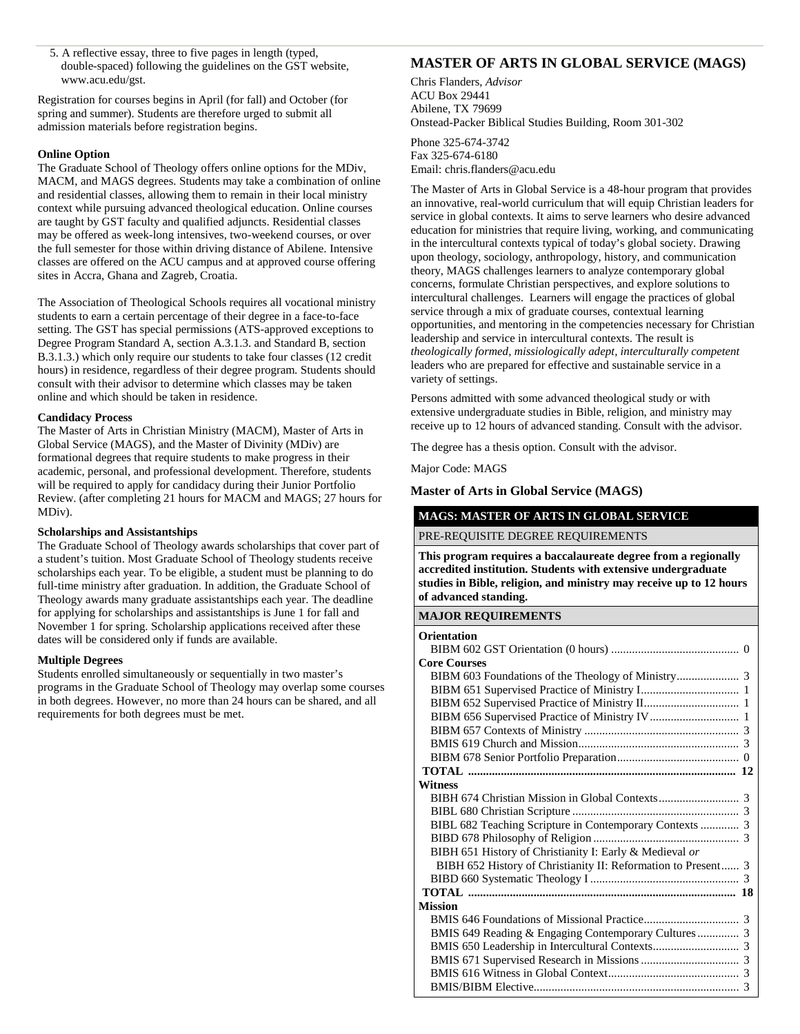5. A reflective essay, three to five pages in length (typed, double-spaced) following the guidelines on the GST website, www.acu.edu/gst.

Registration for courses begins in April (for fall) and October (for spring and summer). Students are therefore urged to submit all admission materials before registration begins.

**Online Option**

The Graduate School of Theology offers online options for the MDiv, MACM, and MAGS degrees. Students may take a combination of online and residential classes, allowing them to remain in their local ministry context while pursuing advanced theological education. Online courses are taught by GST faculty and qualified adjuncts. Residential classes may be offered as week-long intensives, two-weekend courses, or over the full semester for those within driving distance of Abilene. Intensive classes are offered on the ACU campus and at approved course offering sites in Accra, Ghana and Zagreb, Croatia.

The Association of Theological Schools requires all vocational ministry students to earn a certain percentage of their degree in a face-to-face setting. The GST has special permissions (ATS-approved exceptions to Degree Program Standard A, section A.3.1.3. and Standard B, section B.3.1.3.) which only require our students to take four classes (12 credit hours) in residence, regardless of their degree program. Students should consult with their advisor to determine which classes may be taken online and which should be taken in residence.

**Candidacy Process**

The Master of Arts in Christian Ministry (MACM), Master of Arts in Global Service (MAGS), and the Master of Divinity (MDiv) are formational degrees that require students to make progress in their academic, personal, and professional development. Therefore, students will be required to apply for candidacy during their Junior Portfolio Review. (after completing 21 hours for MACM and MAGS; 27 hours for MDiv).

**Scholarships and Assistantships**

The Graduate School of Theology awards scholarships that cover part of a student's tuition. Most Graduate School of Theology students receive scholarships each year. To be eligible, a student must be planning to do full-time ministry after graduation. In addition, the Graduate School of Theology awards many graduate assistantships each year. The deadline for applying for scholarships and assistantships is June 1 for fall and November 1 for spring. Scholarship applications received after these dates will be considered only if funds are available.

**Multiple Degrees**

Students enrolled simultaneously or sequentially in two master's programs in the Graduate School of Theology may overlap some courses in both degrees. However, no more than 24 hours can be shared, and all requirements for both degrees must be met.

## MASTER OF ARTS IN GLOBAL SERVICE (MAGS)

Chris Flanders, *Advisor*
ACU Box 29441
Abilene, TX 79699
Onstead-Packer Biblical Studies Building, Room 301-302

Phone 325-674-3742
Fax 325-674-6180
Email: chris.flanders@acu.edu

The Master of Arts in Global Service is a 48-hour program that provides an innovative, real-world curriculum that will equip Christian leaders for service in global contexts. It aims to serve learners who desire advanced education for ministries that require living, working, and communicating in the intercultural contexts typical of today's global society. Drawing upon theology, sociology, anthropology, history, and communication theory, MAGS challenges learners to analyze contemporary global concerns, formulate Christian perspectives, and explore solutions to intercultural challenges. Learners will engage the practices of global service through a mix of graduate courses, contextual learning opportunities, and mentoring in the competencies necessary for Christian leadership and service in intercultural contexts. The result is *theologically formed, missiologically adept, interculturally competent* leaders who are prepared for effective and sustainable service in a variety of settings.

Persons admitted with some advanced theological study or with extensive undergraduate studies in Bible, religion, and ministry may receive up to 12 hours of advanced standing. Consult with the advisor.

The degree has a thesis option. Consult with the advisor.

Major Code: MAGS

### Master of Arts in Global Service (MAGS)

| MAGS: MASTER OF ARTS IN GLOBAL SERVICE | |
|---|---|
| PRE-REQUISITE DEGREE REQUIREMENTS | |
| **This program requires a baccalaureate degree from a regionally accredited institution. Students with extensive undergraduate studies in Bible, religion, and ministry may receive up to 12 hours of advanced standing.** | |
| **MAJOR REQUIREMENTS** | |
| **Orientation** | |
| BIBM 602 GST Orientation (0 hours) | 0 |
| **Core Courses** | |
| BIBM 603 Foundations of the Theology of Ministry | 3 |
| BIBM 651 Supervised Practice of Ministry I | 1 |
| BIBM 652 Supervised Practice of Ministry II | 1 |
| BIBM 656 Supervised Practice of Ministry IV | 1 |
| BIBM 657 Contexts of Ministry | 3 |
| BMIS 619 Church and Mission | 3 |
| BIBM 678 Senior Portfolio Preparation | 0 |
| **TOTAL** | **12** |
| **Witness** | |
| BIBH 674 Christian Mission in Global Contexts | 3 |
| BIBL 680 Christian Scripture | 3 |
| BIBL 682 Teaching Scripture in Contemporary Contexts | 3 |
| BIBD 678 Philosophy of Religion | 3 |
| BIBH 651 History of Christianity I: Early & Medieval *or* BIBH 652 History of Christianity II: Reformation to Present | 3 |
| BIBD 660 Systematic Theology I | 3 |
| **TOTAL** | **18** |
| **Mission** | |
| BMIS 646 Foundations of Missional Practice | 3 |
| BMIS 649 Reading & Engaging Contemporary Cultures | 3 |
| BMIS 650 Leadership in Intercultural Contexts | 3 |
| BMIS 671 Supervised Research in Missions | 3 |
| BMIS 616 Witness in Global Context | 3 |
| BMIS/BIBM Elective | 3 |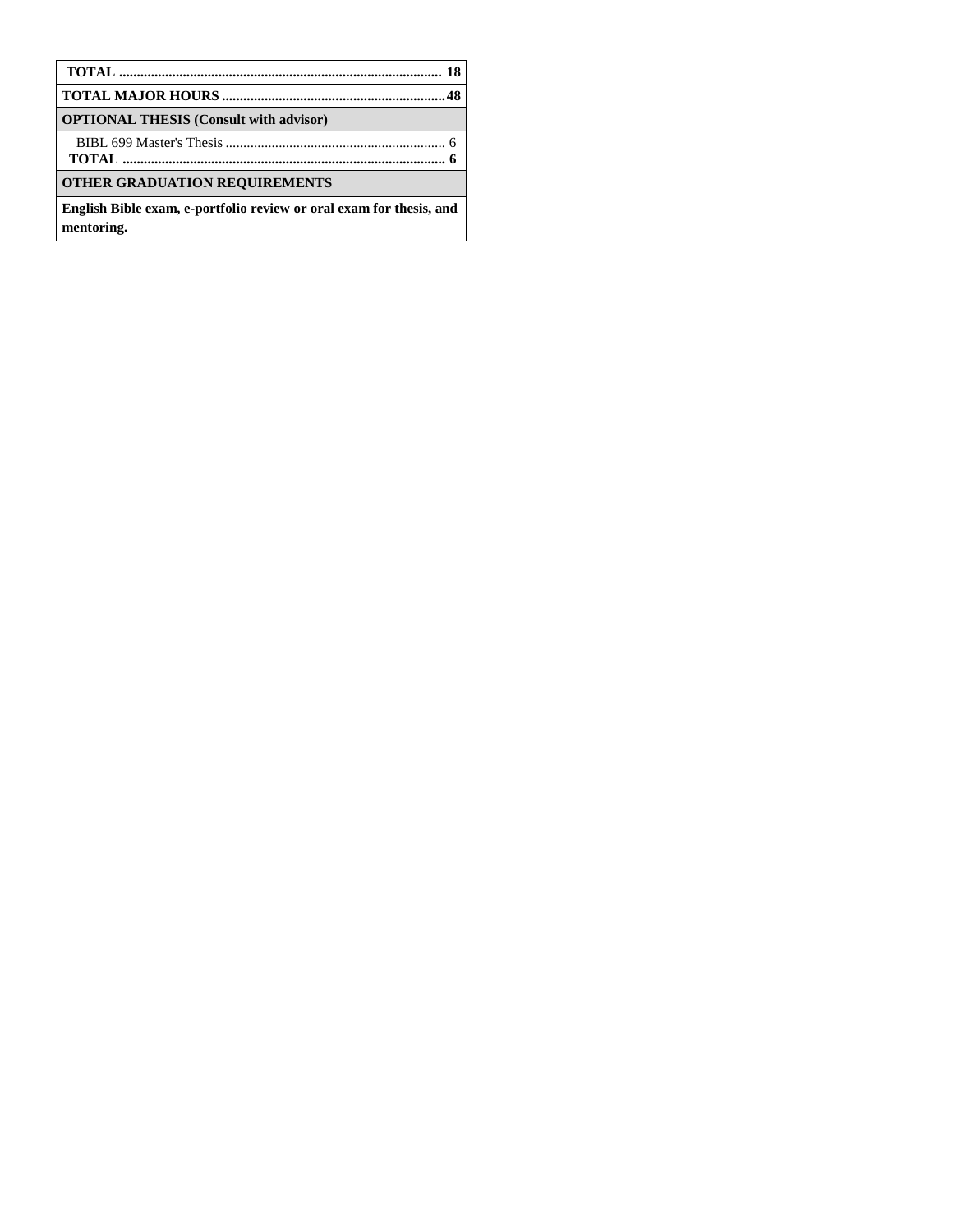| | |
|---|---|
| **TOTAL** | **18** |
| **TOTAL MAJOR HOURS** | **48** |
| **OPTIONAL THESIS (Consult with advisor)** | |
| BIBL 699 Master's Thesis | 6 |
| **TOTAL** | **6** |
| **OTHER GRADUATION REQUIREMENTS** | |
| **English Bible exam, e-portfolio review or oral exam for thesis, and mentoring.** | |